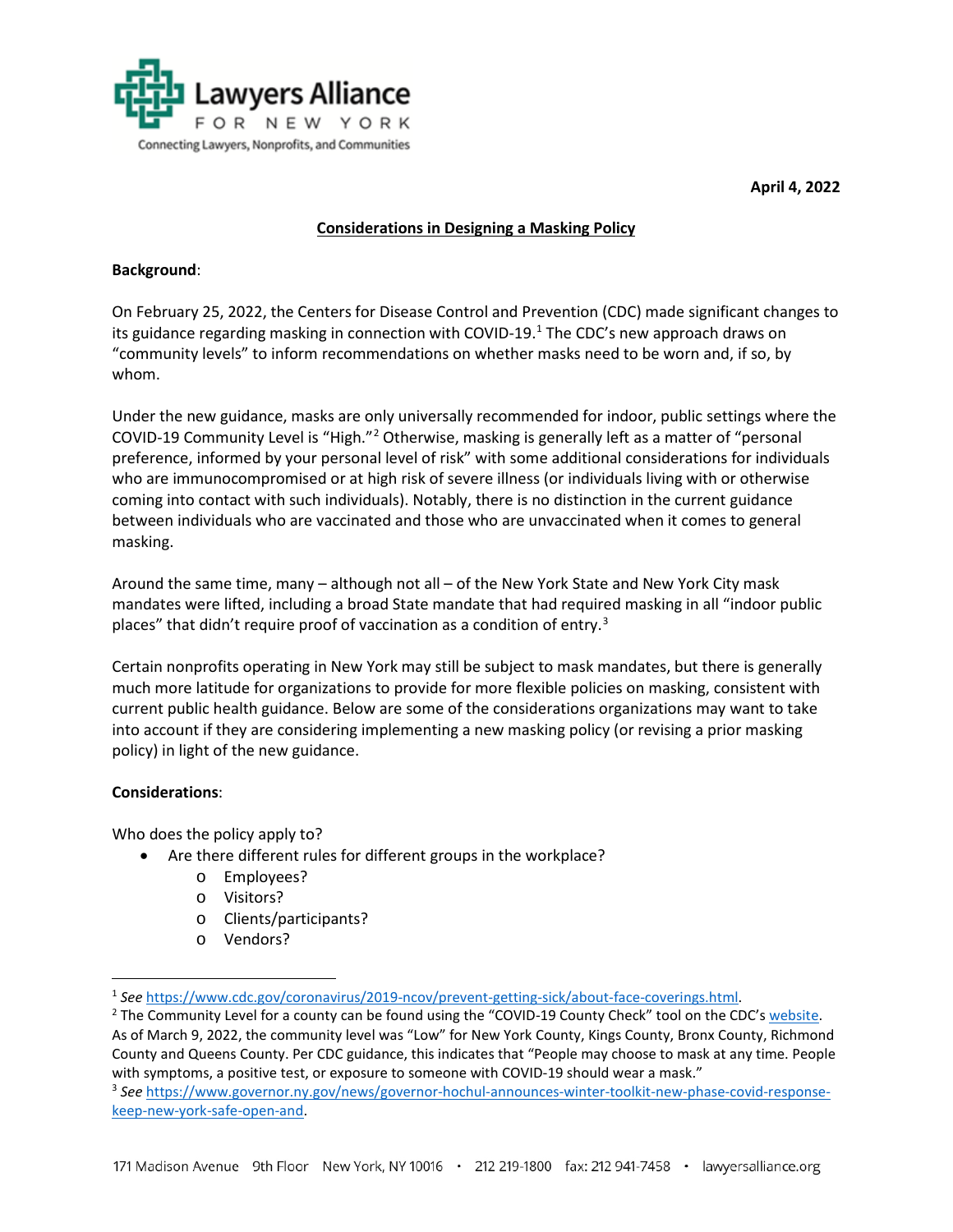Lawyers Alliance FOR NEW YORK

Connecting Lawyers, Nonprofits, and Communities

**April 4, 2022**

## Considerations in Designing a Masking Policy

**Background**:

On February 25, 2022, the Centers for Disease Control and Prevention (CDC) made significant changes to its guidance regarding masking in connection with COVID-19.[1] The CDC's new approach draws on "community levels" to inform recommendations on whether masks need to be worn and, if so, by whom.

Under the new guidance, masks are only universally recommended for indoor, public settings where the COVID-19 Community Level is "High."[2] Otherwise, masking is generally left as a matter of "personal preference, informed by your personal level of risk" with some additional considerations for individuals who are immunocompromised or at high risk of severe illness (or individuals living with or otherwise coming into contact with such individuals). Notably, there is no distinction in the current guidance between individuals who are vaccinated and those who are unvaccinated when it comes to general masking.

Around the same time, many – although not all – of the New York State and New York City mask mandates were lifted, including a broad State mandate that had required masking in all "indoor public places" that didn't require proof of vaccination as a condition of entry.[3]

Certain nonprofits operating in New York may still be subject to mask mandates, but there is generally much more latitude for organizations to provide for more flexible policies on masking, consistent with current public health guidance. Below are some of the considerations organizations may want to take into account if they are considering implementing a new masking policy (or revising a prior masking policy) in light of the new guidance.

**Considerations**:

Who does the policy apply to?

- Are there different rules for different groups in the workplace?
  - Employees?
  - Visitors?
  - Clients/participants?
  - Vendors?

---

[1] *See* https://www.cdc.gov/coronavirus/2019-ncov/prevent-getting-sick/about-face-coverings.html.

[2] The Community Level for a county can be found using the "COVID-19 County Check" tool on the CDC's website. As of March 9, 2022, the community level was "Low" for New York County, Kings County, Bronx County, Richmond County and Queens County. Per CDC guidance, this indicates that "People may choose to mask at any time. People with symptoms, a positive test, or exposure to someone with COVID-19 should wear a mask."

[3] *See* https://www.governor.ny.gov/news/governor-hochul-announces-winter-toolkit-new-phase-covid-response-keep-new-york-safe-open-and.

171 Madison Avenue 9th Floor New York, NY 10016 • 212 219-1800 fax: 212 941-7458 • lawyersalliance.org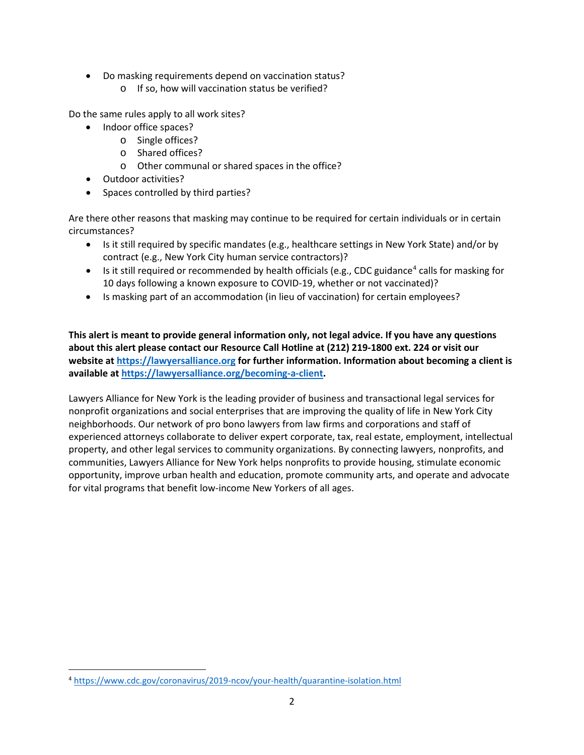- Do masking requirements depend on vaccination status?
    - If so, how will vaccination status be verified?

Do the same rules apply to all work sites?

- Indoor office spaces?
    - Single offices?
    - Shared offices?
    - Other communal or shared spaces in the office?
- Outdoor activities?
- Spaces controlled by third parties?

Are there other reasons that masking may continue to be required for certain individuals or in certain circumstances?

- Is it still required by specific mandates (e.g., healthcare settings in New York State) and/or by contract (e.g., New York City human service contractors)?
- Is it still required or recommended by health officials (e.g., CDC guidance[4] calls for masking for 10 days following a known exposure to COVID-19, whether or not vaccinated)?
- Is masking part of an accommodation (in lieu of vaccination) for certain employees?

**This alert is meant to provide general information only, not legal advice. If you have any questions about this alert please contact our Resource Call Hotline at (212) 219-1800 ext. 224 or visit our website at [https://lawyersalliance.org](https://lawyersalliance.org) for further information. Information about becoming a client is available at [https://lawyersalliance.org/becoming-a-client](https://lawyersalliance.org/becoming-a-client).**

Lawyers Alliance for New York is the leading provider of business and transactional legal services for nonprofit organizations and social enterprises that are improving the quality of life in New York City neighborhoods. Our network of pro bono lawyers from law firms and corporations and staff of experienced attorneys collaborate to deliver expert corporate, tax, real estate, employment, intellectual property, and other legal services to community organizations. By connecting lawyers, nonprofits, and communities, Lawyers Alliance for New York helps nonprofits to provide housing, stimulate economic opportunity, improve urban health and education, promote community arts, and operate and advocate for vital programs that benefit low-income New Yorkers of all ages.

---

[4] https://www.cdc.gov/coronavirus/2019-ncov/your-health/quarantine-isolation.html